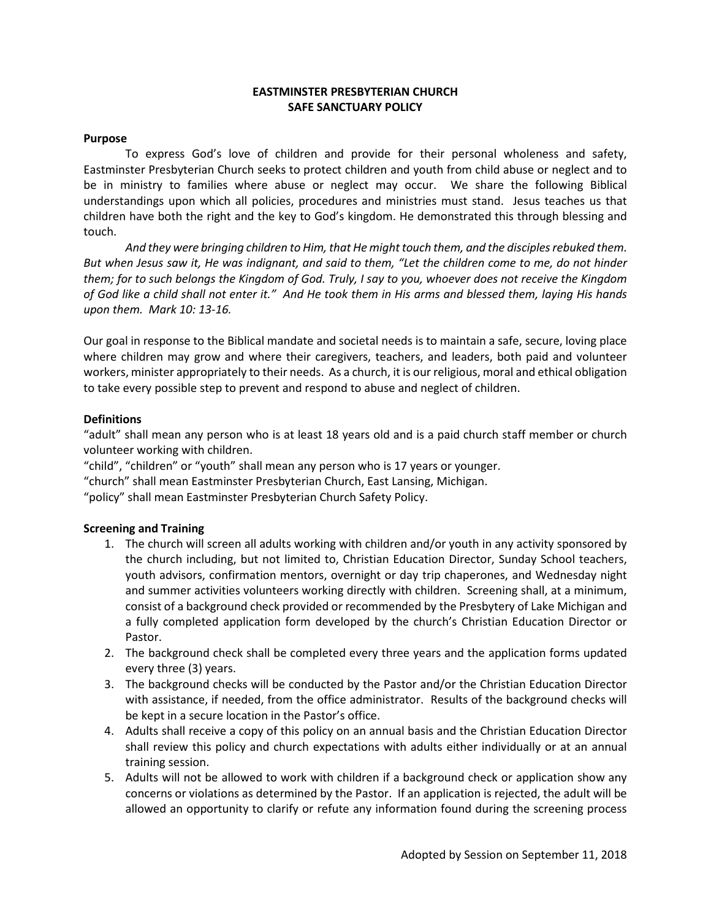# EASTMINSTER PRESBYTERIAN CHURCH
# SAFE SANCTUARY POLICY

**Purpose**

To express God's love of children and provide for their personal wholeness and safety, Eastminster Presbyterian Church seeks to protect children and youth from child abuse or neglect and to be in ministry to families where abuse or neglect may occur. We share the following Biblical understandings upon which all policies, procedures and ministries must stand. Jesus teaches us that children have both the right and the key to God's kingdom. He demonstrated this through blessing and touch.

*And they were bringing children to Him, that He might touch them, and the disciples rebuked them. But when Jesus saw it, He was indignant, and said to them, "Let the children come to me, do not hinder them; for to such belongs the Kingdom of God. Truly, I say to you, whoever does not receive the Kingdom of God like a child shall not enter it." And He took them in His arms and blessed them, laying His hands upon them. Mark 10: 13-16.*

Our goal in response to the Biblical mandate and societal needs is to maintain a safe, secure, loving place where children may grow and where their caregivers, teachers, and leaders, both paid and volunteer workers, minister appropriately to their needs. As a church, it is our religious, moral and ethical obligation to take every possible step to prevent and respond to abuse and neglect of children.

**Definitions**

"adult" shall mean any person who is at least 18 years old and is a paid church staff member or church volunteer working with children.
"child", "children" or "youth" shall mean any person who is 17 years or younger.
"church" shall mean Eastminster Presbyterian Church, East Lansing, Michigan.
"policy" shall mean Eastminster Presbyterian Church Safety Policy.

**Screening and Training**

1. The church will screen all adults working with children and/or youth in any activity sponsored by the church including, but not limited to, Christian Education Director, Sunday School teachers, youth advisors, confirmation mentors, overnight or day trip chaperones, and Wednesday night and summer activities volunteers working directly with children. Screening shall, at a minimum, consist of a background check provided or recommended by the Presbytery of Lake Michigan and a fully completed application form developed by the church's Christian Education Director or Pastor.
2. The background check shall be completed every three years and the application forms updated every three (3) years.
3. The background checks will be conducted by the Pastor and/or the Christian Education Director with assistance, if needed, from the office administrator. Results of the background checks will be kept in a secure location in the Pastor's office.
4. Adults shall receive a copy of this policy on an annual basis and the Christian Education Director shall review this policy and church expectations with adults either individually or at an annual training session.
5. Adults will not be allowed to work with children if a background check or application show any concerns or violations as determined by the Pastor. If an application is rejected, the adult will be allowed an opportunity to clarify or refute any information found during the screening process

Adopted by Session on September 11, 2018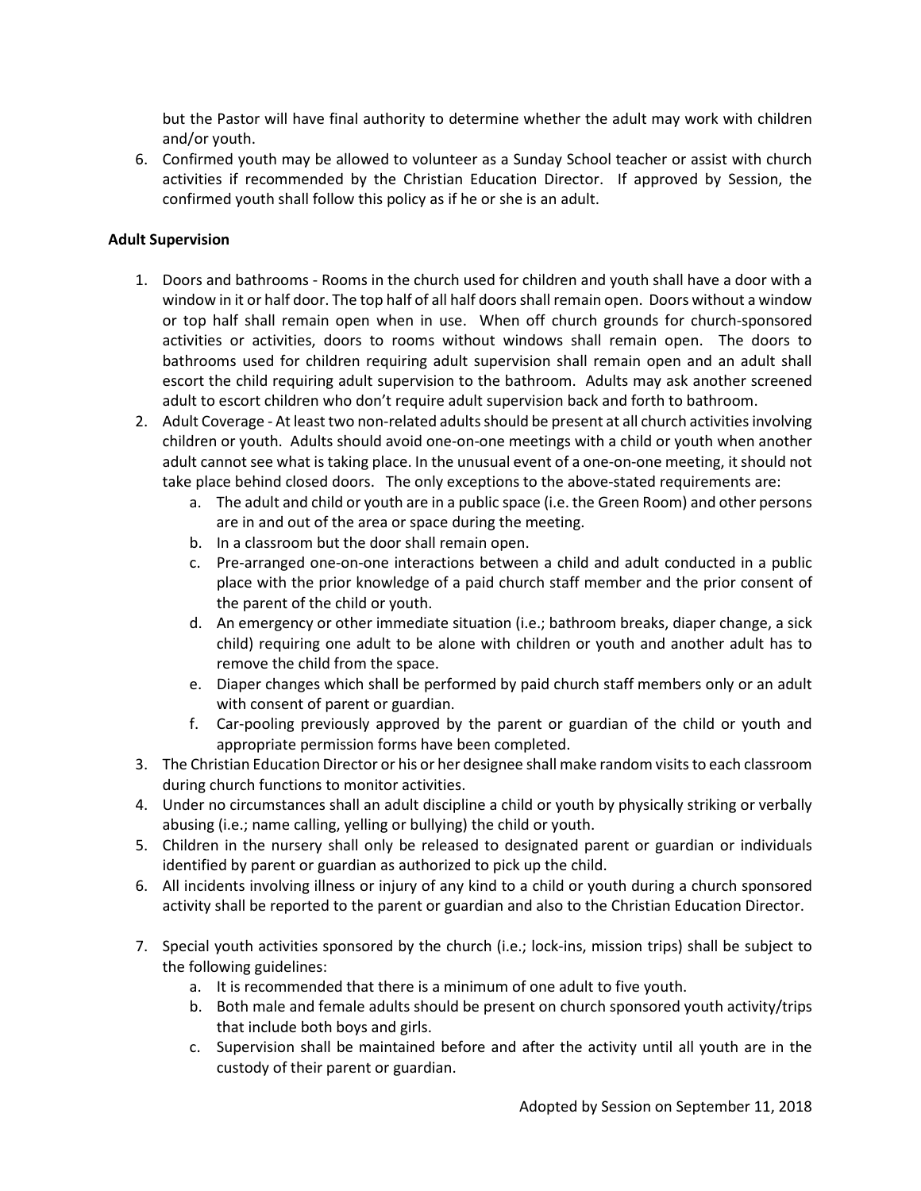but the Pastor will have final authority to determine whether the adult may work with children and/or youth.

6. Confirmed youth may be allowed to volunteer as a Sunday School teacher or assist with church activities if recommended by the Christian Education Director. If approved by Session, the confirmed youth shall follow this policy as if he or she is an adult.

**Adult Supervision**

1. Doors and bathrooms - Rooms in the church used for children and youth shall have a door with a window in it or half door. The top half of all half doors shall remain open. Doors without a window or top half shall remain open when in use. When off church grounds for church-sponsored activities or activities, doors to rooms without windows shall remain open. The doors to bathrooms used for children requiring adult supervision shall remain open and an adult shall escort the child requiring adult supervision to the bathroom. Adults may ask another screened adult to escort children who don't require adult supervision back and forth to bathroom.
2. Adult Coverage - At least two non-related adults should be present at all church activities involving children or youth. Adults should avoid one-on-one meetings with a child or youth when another adult cannot see what is taking place. In the unusual event of a one-on-one meeting, it should not take place behind closed doors. The only exceptions to the above-stated requirements are:
   a. The adult and child or youth are in a public space (i.e. the Green Room) and other persons are in and out of the area or space during the meeting.
   b. In a classroom but the door shall remain open.
   c. Pre-arranged one-on-one interactions between a child and adult conducted in a public place with the prior knowledge of a paid church staff member and the prior consent of the parent of the child or youth.
   d. An emergency or other immediate situation (i.e.; bathroom breaks, diaper change, a sick child) requiring one adult to be alone with children or youth and another adult has to remove the child from the space.
   e. Diaper changes which shall be performed by paid church staff members only or an adult with consent of parent or guardian.
   f. Car-pooling previously approved by the parent or guardian of the child or youth and appropriate permission forms have been completed.
3. The Christian Education Director or his or her designee shall make random visits to each classroom during church functions to monitor activities.
4. Under no circumstances shall an adult discipline a child or youth by physically striking or verbally abusing (i.e.; name calling, yelling or bullying) the child or youth.
5. Children in the nursery shall only be released to designated parent or guardian or individuals identified by parent or guardian as authorized to pick up the child.
6. All incidents involving illness or injury of any kind to a child or youth during a church sponsored activity shall be reported to the parent or guardian and also to the Christian Education Director.
7. Special youth activities sponsored by the church (i.e.; lock-ins, mission trips) shall be subject to the following guidelines:
   a. It is recommended that there is a minimum of one adult to five youth.
   b. Both male and female adults should be present on church sponsored youth activity/trips that include both boys and girls.
   c. Supervision shall be maintained before and after the activity until all youth are in the custody of their parent or guardian.

Adopted by Session on September 11, 2018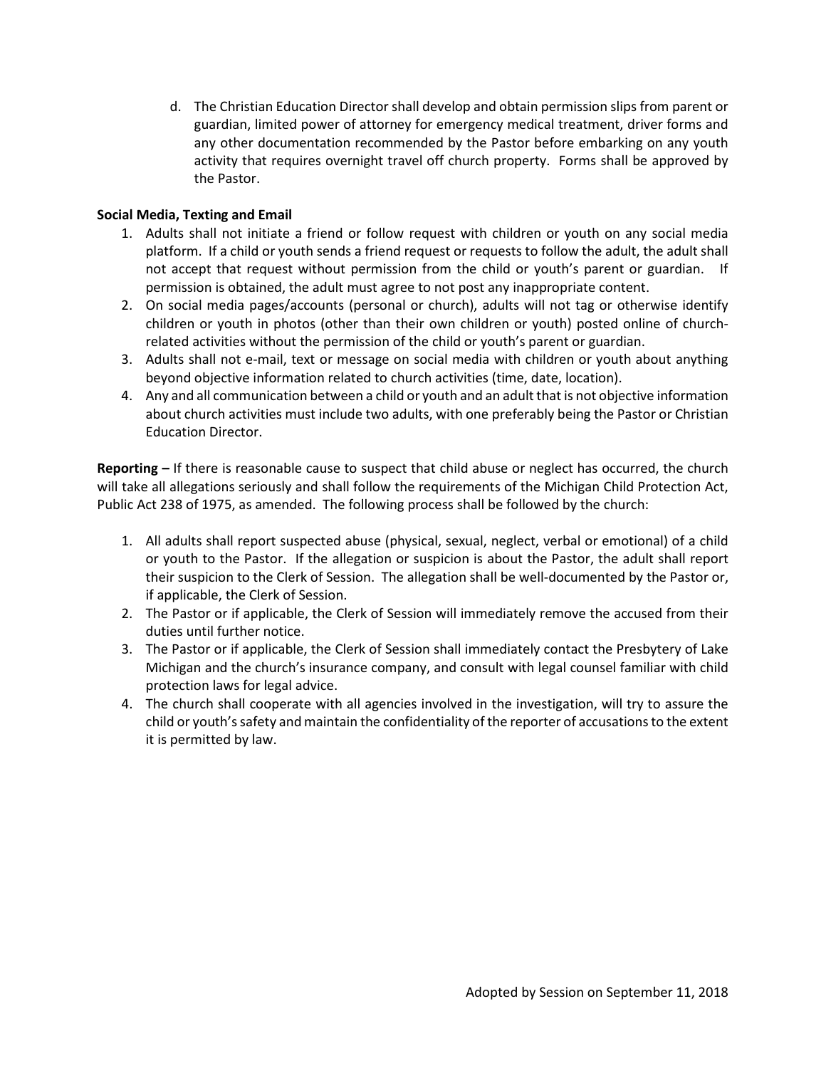d. The Christian Education Director shall develop and obtain permission slips from parent or guardian, limited power of attorney for emergency medical treatment, driver forms and any other documentation recommended by the Pastor before embarking on any youth activity that requires overnight travel off church property. Forms shall be approved by the Pastor.

**Social Media, Texting and Email**

1. Adults shall not initiate a friend or follow request with children or youth on any social media platform. If a child or youth sends a friend request or requests to follow the adult, the adult shall not accept that request without permission from the child or youth's parent or guardian. If permission is obtained, the adult must agree to not post any inappropriate content.
2. On social media pages/accounts (personal or church), adults will not tag or otherwise identify children or youth in photos (other than their own children or youth) posted online of church-related activities without the permission of the child or youth's parent or guardian.
3. Adults shall not e-mail, text or message on social media with children or youth about anything beyond objective information related to church activities (time, date, location).
4. Any and all communication between a child or youth and an adult that is not objective information about church activities must include two adults, with one preferably being the Pastor or Christian Education Director.

**Reporting –** If there is reasonable cause to suspect that child abuse or neglect has occurred, the church will take all allegations seriously and shall follow the requirements of the Michigan Child Protection Act, Public Act 238 of 1975, as amended. The following process shall be followed by the church:

1. All adults shall report suspected abuse (physical, sexual, neglect, verbal or emotional) of a child or youth to the Pastor. If the allegation or suspicion is about the Pastor, the adult shall report their suspicion to the Clerk of Session. The allegation shall be well-documented by the Pastor or, if applicable, the Clerk of Session.
2. The Pastor or if applicable, the Clerk of Session will immediately remove the accused from their duties until further notice.
3. The Pastor or if applicable, the Clerk of Session shall immediately contact the Presbytery of Lake Michigan and the church's insurance company, and consult with legal counsel familiar with child protection laws for legal advice.
4. The church shall cooperate with all agencies involved in the investigation, will try to assure the child or youth's safety and maintain the confidentiality of the reporter of accusations to the extent it is permitted by law.

Adopted by Session on September 11, 2018